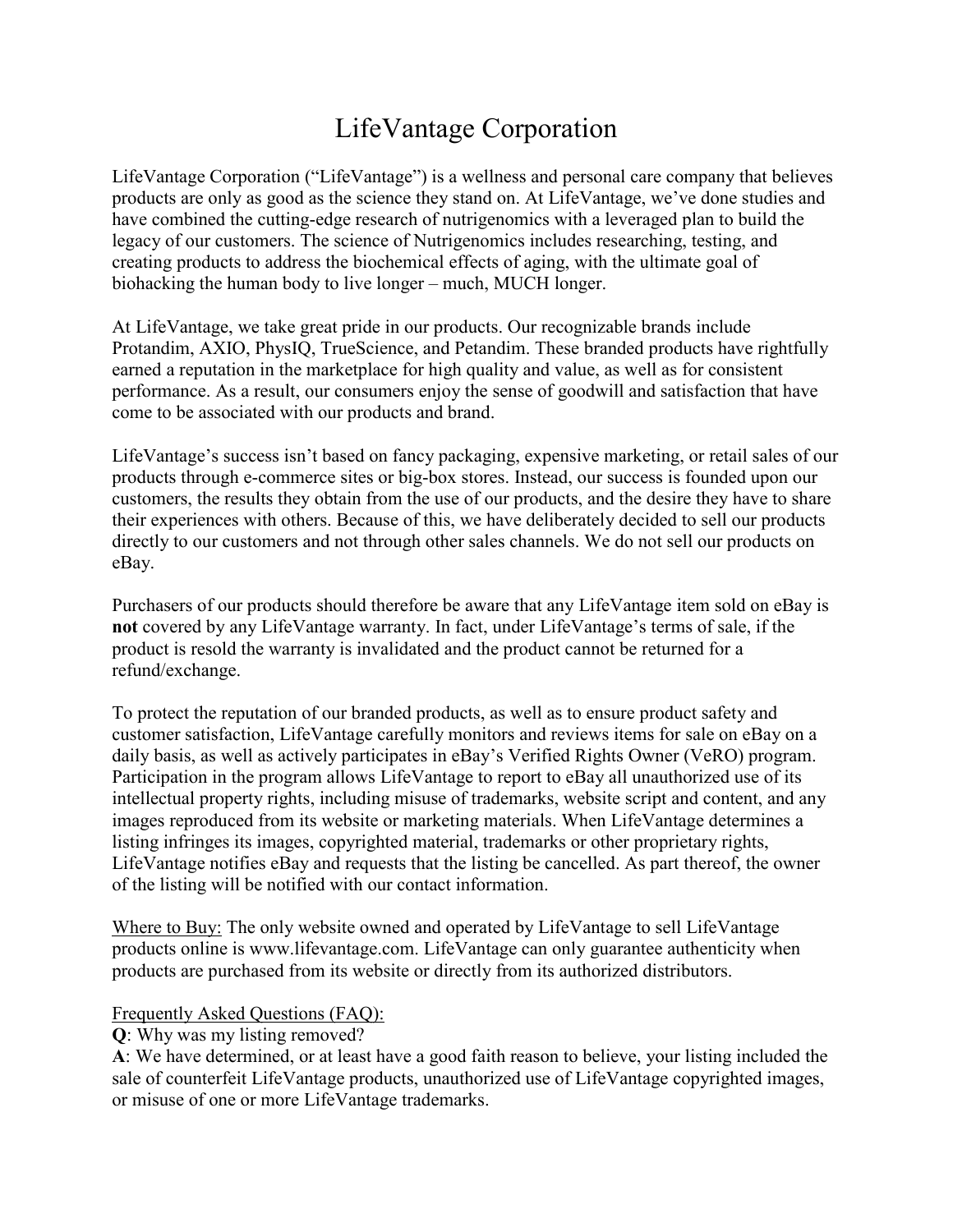# LifeVantage Corporation

LifeVantage Corporation ("LifeVantage") is a wellness and personal care company that believes products are only as good as the science they stand on. At LifeVantage, we've done studies and have combined the cutting-edge research of nutrigenomics with a leveraged plan to build the legacy of our customers. The science of Nutrigenomics includes researching, testing, and creating products to address the biochemical effects of aging, with the ultimate goal of biohacking the human body to live longer – much, MUCH longer.

At LifeVantage, we take great pride in our products. Our recognizable brands include Protandim, AXIO, PhysIQ, TrueScience, and Petandim. These branded products have rightfully earned a reputation in the marketplace for high quality and value, as well as for consistent performance. As a result, our consumers enjoy the sense of goodwill and satisfaction that have come to be associated with our products and brand.

LifeVantage's success isn't based on fancy packaging, expensive marketing, or retail sales of our products through e-commerce sites or big-box stores. Instead, our success is founded upon our customers, the results they obtain from the use of our products, and the desire they have to share their experiences with others. Because of this, we have deliberately decided to sell our products directly to our customers and not through other sales channels. We do not sell our products on eBay.

Purchasers of our products should therefore be aware that any LifeVantage item sold on eBay is **not** covered by any LifeVantage warranty. In fact, under LifeVantage's terms of sale, if the product is resold the warranty is invalidated and the product cannot be returned for a refund/exchange.

To protect the reputation of our branded products, as well as to ensure product safety and customer satisfaction, LifeVantage carefully monitors and reviews items for sale on eBay on a daily basis, as well as actively participates in eBay's Verified Rights Owner (VeRO) program. Participation in the program allows LifeVantage to report to eBay all unauthorized use of its intellectual property rights, including misuse of trademarks, website script and content, and any images reproduced from its website or marketing materials. When LifeVantage determines a listing infringes its images, copyrighted material, trademarks or other proprietary rights, LifeVantage notifies eBay and requests that the listing be cancelled. As part thereof, the owner of the listing will be notified with our contact information.

<u>Where to Buy:</u> The only website owned and operated by LifeVantage to sell LifeVantage products online is www.lifevantage.com. LifeVantage can only guarantee authenticity when products are purchased from its website or directly from its authorized distributors.

<u>Frequently Asked Questions (FAQ):</u>

**Q**: Why was my listing removed?

**A**: We have determined, or at least have a good faith reason to believe, your listing included the sale of counterfeit LifeVantage products, unauthorized use of LifeVantage copyrighted images, or misuse of one or more LifeVantage trademarks.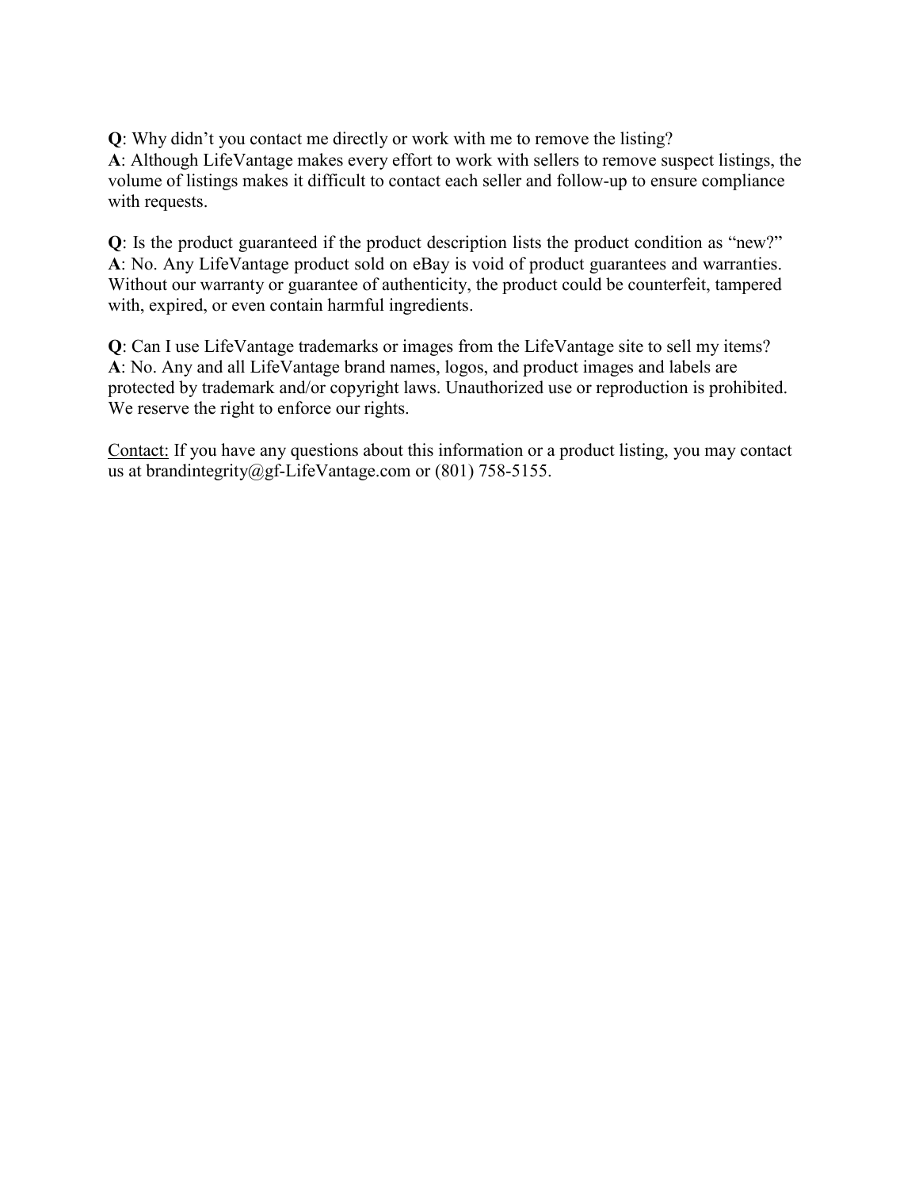**Q**: Why didn't you contact me directly or work with me to remove the listing?
**A**: Although LifeVantage makes every effort to work with sellers to remove suspect listings, the volume of listings makes it difficult to contact each seller and follow-up to ensure compliance with requests.

**Q**: Is the product guaranteed if the product description lists the product condition as "new?"
**A**: No. Any LifeVantage product sold on eBay is void of product guarantees and warranties. Without our warranty or guarantee of authenticity, the product could be counterfeit, tampered with, expired, or even contain harmful ingredients.

**Q**: Can I use LifeVantage trademarks or images from the LifeVantage site to sell my items?
**A**: No. Any and all LifeVantage brand names, logos, and product images and labels are protected by trademark and/or copyright laws. Unauthorized use or reproduction is prohibited. We reserve the right to enforce our rights.

Contact: If you have any questions about this information or a product listing, you may contact us at brandintegrity@gf-LifeVantage.com or (801) 758-5155.